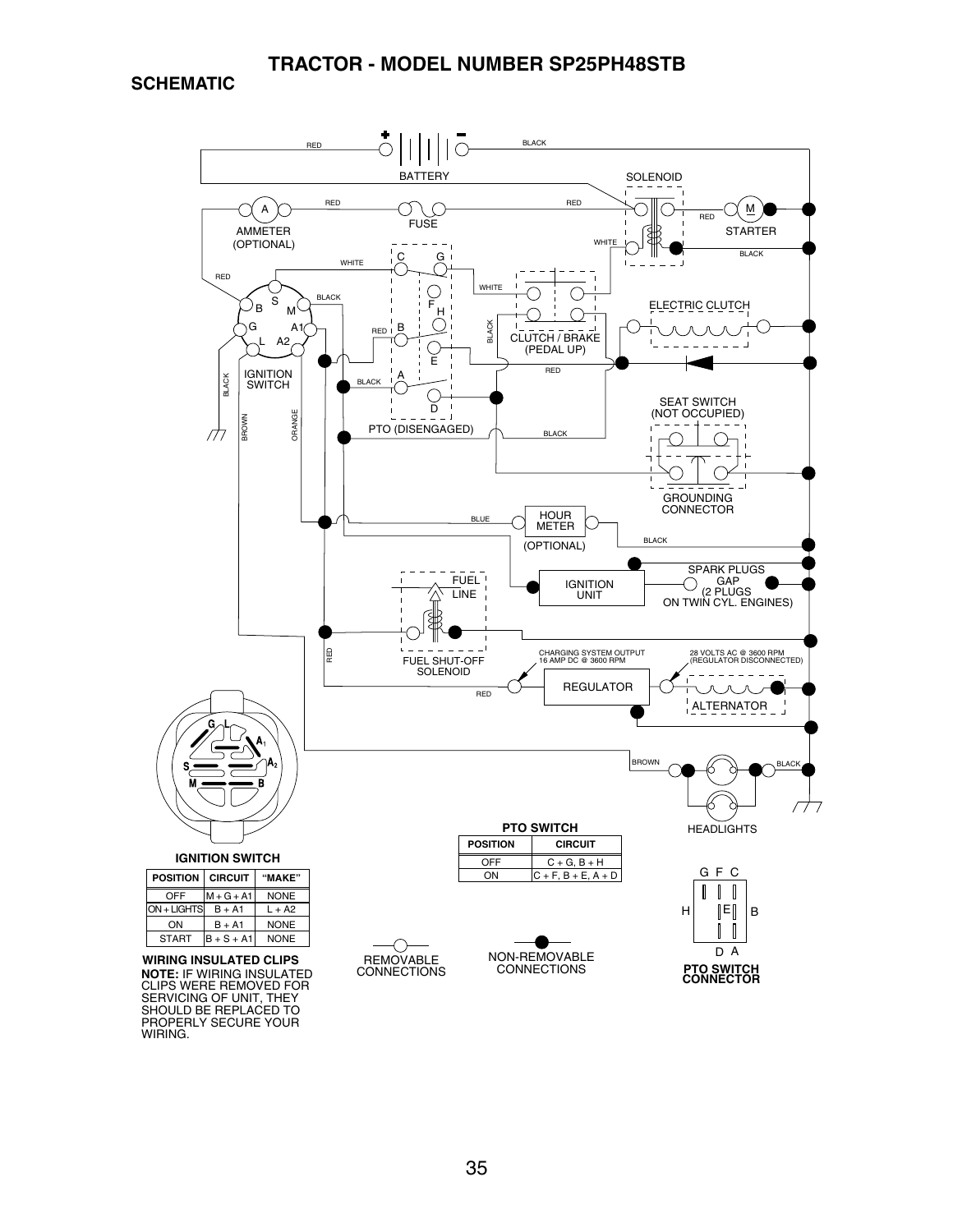# TRACTOR - MODEL NUMBER SP25PH48STB

## SCHEMATIC

BATTERY

SOLENOID

STARTER

AMMETER (OPTIONAL)

FUSE

ELECTRIC CLUTCH

CLUTCH / BRAKE (PEDAL UP)

IGNITION SWITCH

PTO (DISENGAGED)

SEAT SWITCH (NOT OCCUPIED)

GROUNDING CONNECTOR

HOUR METER (OPTIONAL)

IGNITION UNIT

SPARK PLUGS GAP (2 PLUGS ON TWIN CYL. ENGINES)

FUEL LINE

FUEL SHUT-OFF SOLENOID

CHARGING SYSTEM OUTPUT 16 AMP DC @ 3600 RPM

28 VOLTS AC @ 3600 RPM (REGULATOR DISCONNECTED)

REGULATOR

ALTERNATOR

HEADLIGHTS

**IGNITION SWITCH**

| POSITION | CIRCUIT | "MAKE" |
|---|---|---|
| OFF | M + G + A1 | NONE |
| ON + LIGHTS | B + A1 | L + A2 |
| ON | B + A1 | NONE |
| START | B + S + A1 | NONE |

**PTO SWITCH**

| POSITION | CIRCUIT |
|---|---|
| OFF | C + G, B + H |
| ON | C + F, B + E, A + D |

REMOVABLE CONNECTIONS

NON-REMOVABLE CONNECTIONS

**PTO SWITCH CONNECTOR**

**WIRING INSULATED CLIPS**

**NOTE:** IF WIRING INSULATED CLIPS WERE REMOVED FOR SERVICING OF UNIT, THEY SHOULD BE REPLACED TO PROPERLY SECURE YOUR WIRING.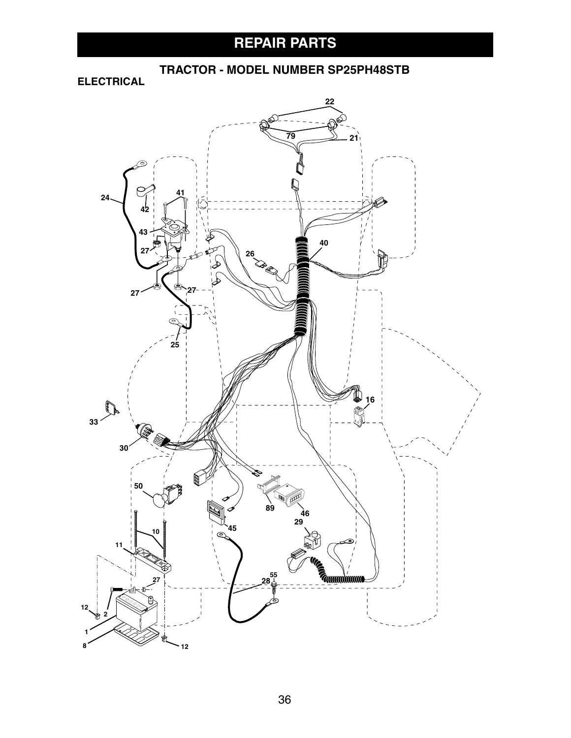# REPAIR PARTS

## TRACTOR - MODEL NUMBER SP25PH48STB

### ELECTRICAL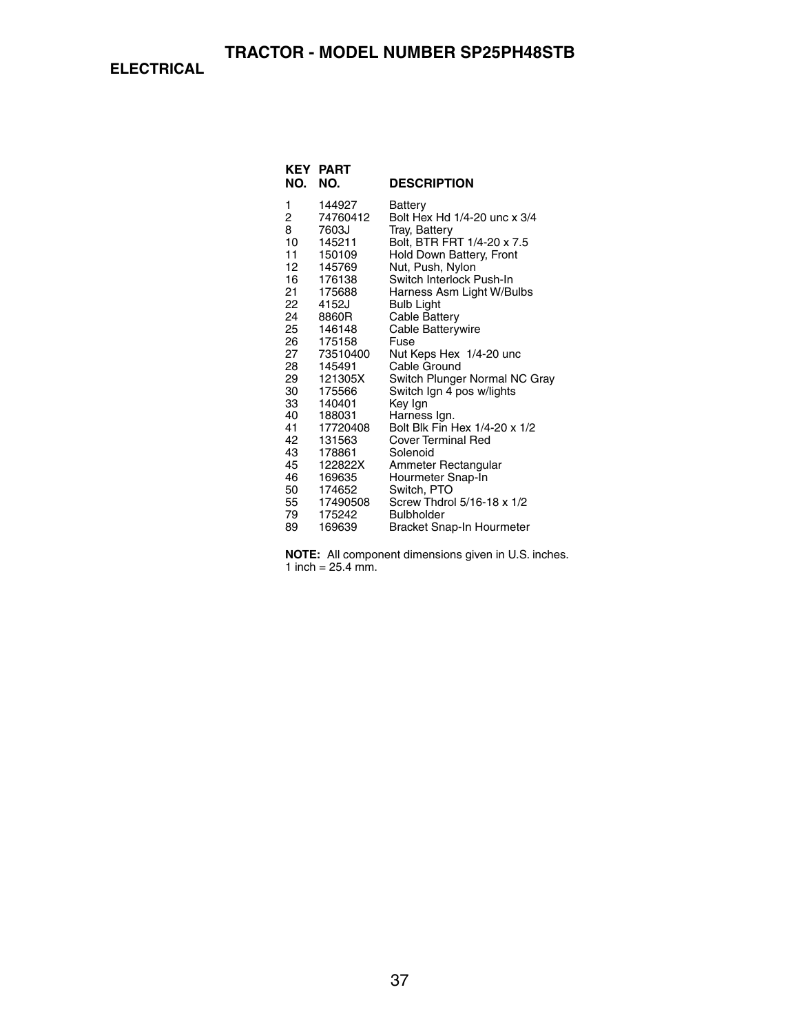# TRACTOR - MODEL NUMBER SP25PH48STB

## ELECTRICAL

| KEY NO. | PART NO. | DESCRIPTION |
|---|---|---|
| 1 | 144927 | Battery |
| 2 | 74760412 | Bolt Hex Hd 1/4-20 unc x 3/4 |
| 8 | 7603J | Tray, Battery |
| 10 | 145211 | Bolt, BTR FRT 1/4-20 x 7.5 |
| 11 | 150109 | Hold Down Battery, Front |
| 12 | 145769 | Nut, Push, Nylon |
| 16 | 176138 | Switch Interlock Push-In |
| 21 | 175688 | Harness Asm Light W/Bulbs |
| 22 | 4152J | Bulb Light |
| 24 | 8860R | Cable Battery |
| 25 | 146148 | Cable Batterywire |
| 26 | 175158 | Fuse |
| 27 | 73510400 | Nut Keps Hex 1/4-20 unc |
| 28 | 145491 | Cable Ground |
| 29 | 121305X | Switch Plunger Normal NC Gray |
| 30 | 175566 | Switch Ign 4 pos w/lights |
| 33 | 140401 | Key Ign |
| 40 | 188031 | Harness Ign. |
| 41 | 17720408 | Bolt Blk Fin Hex 1/4-20 x 1/2 |
| 42 | 131563 | Cover Terminal Red |
| 43 | 178861 | Solenoid |
| 45 | 122822X | Ammeter Rectangular |
| 46 | 169635 | Hourmeter Snap-In |
| 50 | 174652 | Switch, PTO |
| 55 | 17490508 | Screw Thdrol 5/16-18 x 1/2 |
| 79 | 175242 | Bulbholder |
| 89 | 169639 | Bracket Snap-In Hourmeter |

**NOTE:** All component dimensions given in U.S. inches.
1 inch = 25.4 mm.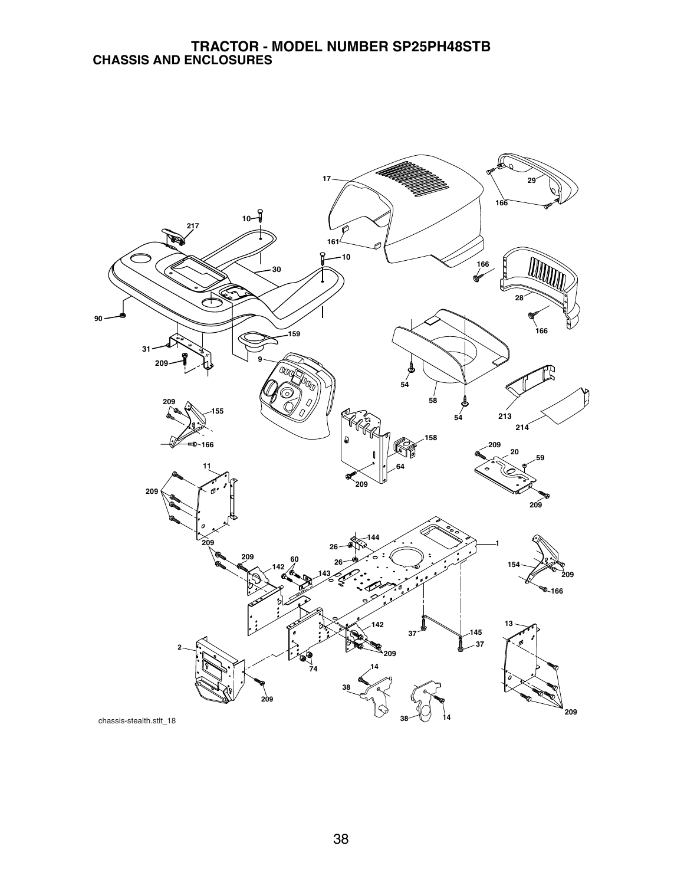# TRACTOR - MODEL NUMBER SP25PH48STB

## CHASSIS AND ENCLOSURES

17 29 166 10 217 161 10 30 166 28 90 166 159 31 209 9 54 58 54 213 214 209 155 158 166 209 20 59 11 64 209 209 209 209 144 1 26 209 60 26 154 142 143 209 166 142 13 37 145 37 2 209 74 14 38 209 209 38 14

chassis-stealth.stlt_18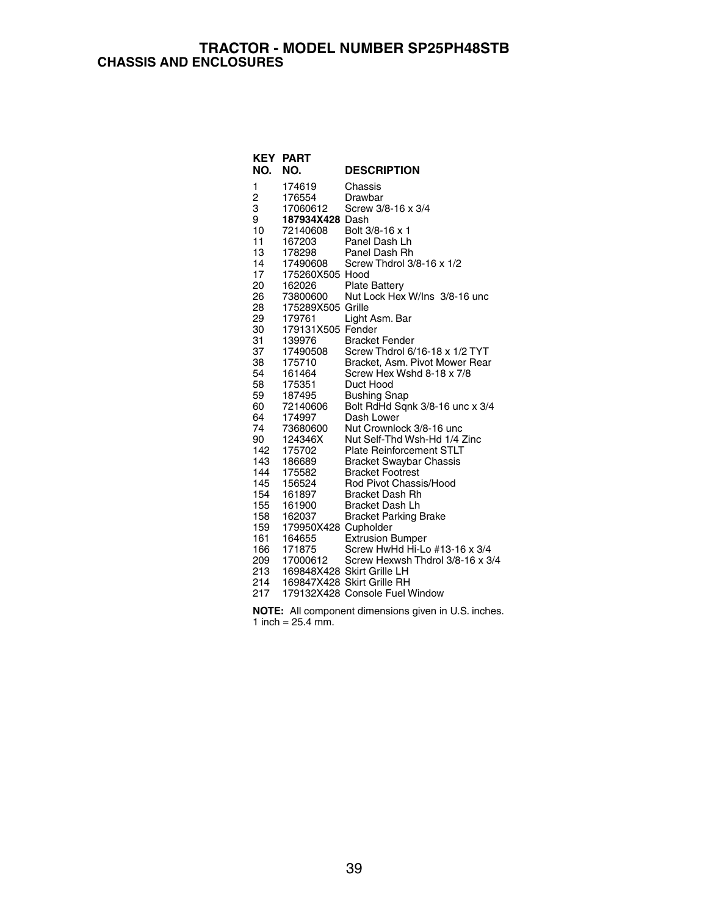# TRACTOR - MODEL NUMBER SP25PH48STB

## CHASSIS AND ENCLOSURES

| KEY NO. | PART NO. | DESCRIPTION |
|---|---|---|
| 1 | 174619 | Chassis |
| 2 | 176554 | Drawbar |
| 3 | 17060612 | Screw 3/8-16 x 3/4 |
| 9 | **187934X428** | Dash |
| 10 | 72140608 | Bolt 3/8-16 x 1 |
| 11 | 167203 | Panel Dash Lh |
| 13 | 178298 | Panel Dash Rh |
| 14 | 17490608 | Screw Thdrol 3/8-16 x 1/2 |
| 17 | 175260X505 | Hood |
| 20 | 162026 | Plate Battery |
| 26 | 73800600 | Nut Lock Hex W/Ins 3/8-16 unc |
| 28 | 175289X505 | Grille |
| 29 | 179761 | Light Asm. Bar |
| 30 | 179131X505 | Fender |
| 31 | 139976 | Bracket Fender |
| 37 | 17490508 | Screw Thdrol 6/16-18 x 1/2 TYT |
| 38 | 175710 | Bracket, Asm. Pivot Mower Rear |
| 54 | 161464 | Screw Hex Wshd 8-18 x 7/8 |
| 58 | 175351 | Duct Hood |
| 59 | 187495 | Bushing Snap |
| 60 | 72140606 | Bolt RdHd Sqnk 3/8-16 unc x 3/4 |
| 64 | 174997 | Dash Lower |
| 74 | 73680600 | Nut Crownlock 3/8-16 unc |
| 90 | 124346X | Nut Self-Thd Wsh-Hd 1/4 Zinc |
| 142 | 175702 | Plate Reinforcement STLT |
| 143 | 186689 | Bracket Swaybar Chassis |
| 144 | 175582 | Bracket Footrest |
| 145 | 156524 | Rod Pivot Chassis/Hood |
| 154 | 161897 | Bracket Dash Rh |
| 155 | 161900 | Bracket Dash Lh |
| 158 | 162037 | Bracket Parking Brake |
| 159 | 179950X428 | Cupholder |
| 161 | 164655 | Extrusion Bumper |
| 166 | 171875 | Screw HwHd Hi-Lo #13-16 x 3/4 |
| 209 | 17000612 | Screw Hexwsh Thdrol 3/8-16 x 3/4 |
| 213 | 169848X428 | Skirt Grille LH |
| 214 | 169847X428 | Skirt Grille RH |
| 217 | 179132X428 | Console Fuel Window |

**NOTE:** All component dimensions given in U.S. inches.
1 inch = 25.4 mm.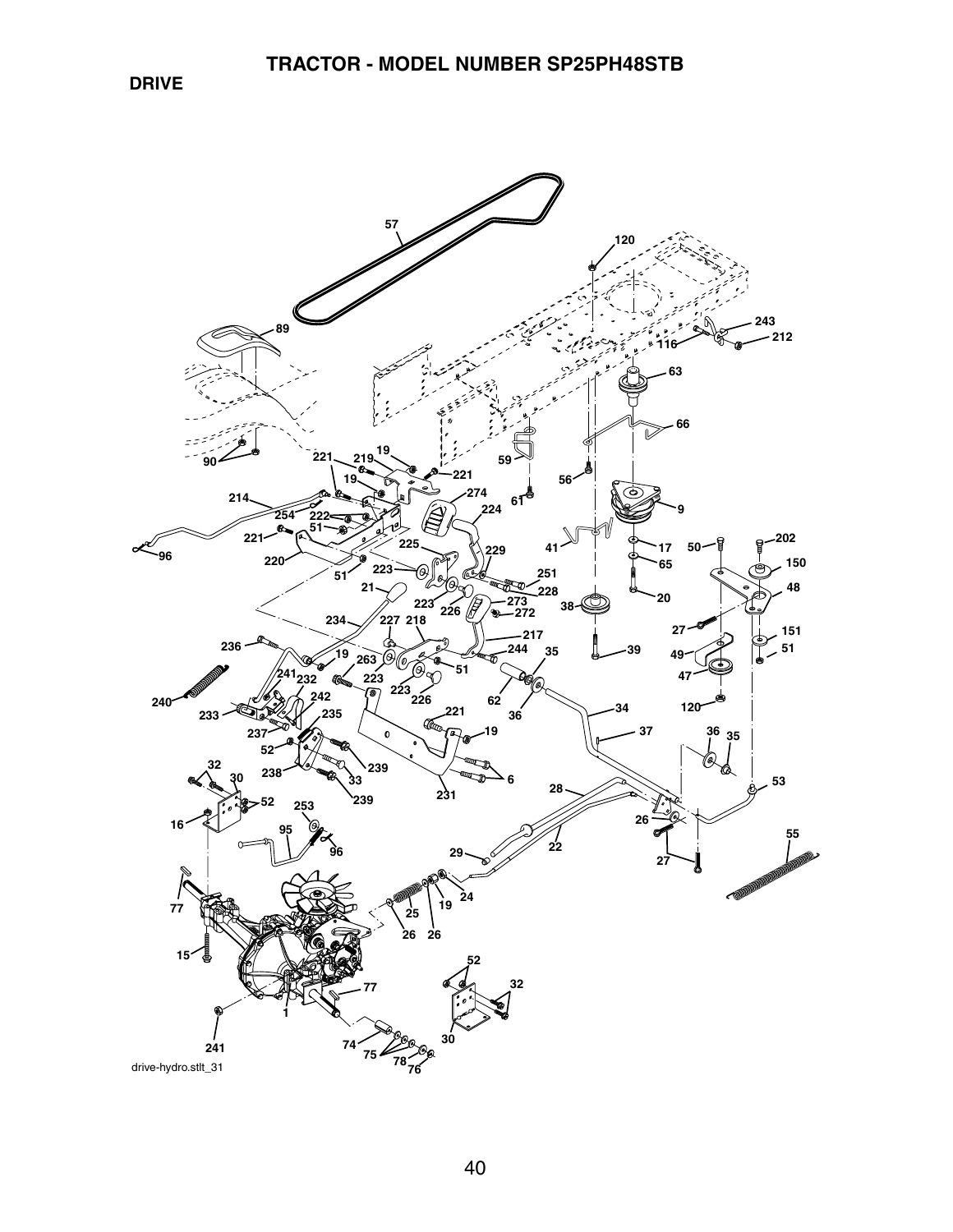# TRACTOR - MODEL NUMBER SP25PH48STB

## DRIVE

drive-hydro.stlt_31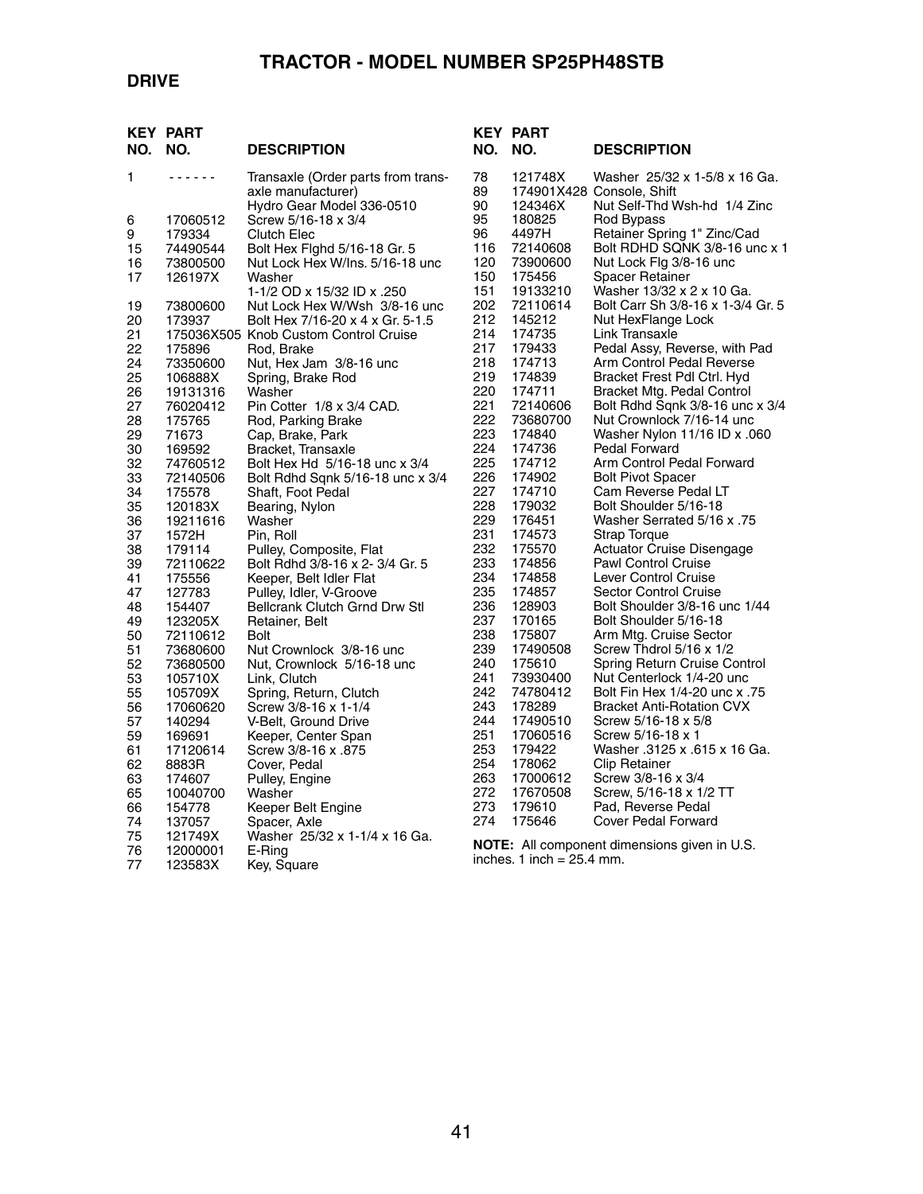# TRACTOR - MODEL NUMBER SP25PH48STB

## DRIVE

| KEY NO. | PART NO. | DESCRIPTION |
|---|---|---|
| 1 | - - - - - - | Transaxle (Order parts from transaxle manufacturer) Hydro Gear Model 336-0510 |
| 6 | 17060512 | Screw 5/16-18 x 3/4 |
| 9 | 179334 | Clutch Elec |
| 15 | 74490544 | Bolt Hex Flghd 5/16-18 Gr. 5 |
| 16 | 73800500 | Nut Lock Hex W/Ins. 5/16-18 unc |
| 17 | 126197X | Washer 1-1/2 OD x 15/32 ID x .250 |
| 19 | 73800600 | Nut Lock Hex W/Wsh 3/8-16 unc |
| 20 | 173937 | Bolt Hex 7/16-20 x 4 x Gr. 5-1.5 |
| 21 | 175036X505 | Knob Custom Control Cruise |
| 22 | 175896 | Rod, Brake |
| 24 | 73350600 | Nut, Hex Jam 3/8-16 unc |
| 25 | 106888X | Spring, Brake Rod |
| 26 | 19131316 | Washer |
| 27 | 76020412 | Pin Cotter 1/8 x 3/4 CAD. |
| 28 | 175765 | Rod, Parking Brake |
| 29 | 71673 | Cap, Brake, Park |
| 30 | 169592 | Bracket, Transaxle |
| 32 | 74760512 | Bolt Hex Hd 5/16-18 unc x 3/4 |
| 33 | 72140506 | Bolt Rdhd Sqnk 5/16-18 unc x 3/4 |
| 34 | 175578 | Shaft, Foot Pedal |
| 35 | 120183X | Bearing, Nylon |
| 36 | 19211616 | Washer |
| 37 | 1572H | Pin, Roll |
| 38 | 179114 | Pulley, Composite, Flat |
| 39 | 72110622 | Bolt Rdhd 3/8-16 x 2- 3/4 Gr. 5 |
| 41 | 175556 | Keeper, Belt Idler Flat |
| 47 | 127783 | Pulley, Idler, V-Groove |
| 48 | 154407 | Bellcrank Clutch Grnd Drw Stl |
| 49 | 123205X | Retainer, Belt |
| 50 | 72110612 | Bolt |
| 51 | 73680600 | Nut Crownlock 3/8-16 unc |
| 52 | 73680500 | Nut, Crownlock 5/16-18 unc |
| 53 | 105710X | Link, Clutch |
| 55 | 105709X | Spring, Return, Clutch |
| 56 | 17060620 | Screw 3/8-16 x 1-1/4 |
| 57 | 140294 | V-Belt, Ground Drive |
| 59 | 169691 | Keeper, Center Span |
| 61 | 17120614 | Screw 3/8-16 x .875 |
| 62 | 8883R | Cover, Pedal |
| 63 | 174607 | Pulley, Engine |
| 65 | 10040700 | Washer |
| 66 | 154778 | Keeper Belt Engine |
| 74 | 137057 | Spacer, Axle |
| 75 | 121749X | Washer 25/32 x 1-1/4 x 16 Ga. |
| 76 | 12000001 | E-Ring |
| 77 | 123583X | Key, Square |
| 78 | 121748X | Washer 25/32 x 1-5/8 x 16 Ga. |
| 89 | 174901X428 | Console, Shift |
| 90 | 124346X | Nut Self-Thd Wsh-hd 1/4 Zinc |
| 95 | 180825 | Rod Bypass |
| 96 | 4497H | Retainer Spring 1" Zinc/Cad |
| 116 | 72140608 | Bolt RDHD SQNK 3/8-16 unc x 1 |
| 120 | 73900600 | Nut Lock Flg 3/8-16 unc |
| 150 | 175456 | Spacer Retainer |
| 151 | 19133210 | Washer 13/32 x 2 x 10 Ga. |
| 202 | 72110614 | Bolt Carr Sh 3/8-16 x 1-3/4 Gr. 5 |
| 212 | 145212 | Nut HexFlange Lock |
| 214 | 174735 | Link Transaxle |
| 217 | 179433 | Pedal Assy, Reverse, with Pad |
| 218 | 174713 | Arm Control Pedal Reverse |
| 219 | 174839 | Bracket Frest Pdl Ctrl. Hyd |
| 220 | 174711 | Bracket Mtg. Pedal Control |
| 221 | 72140606 | Bolt Rdhd Sqnk 3/8-16 unc x 3/4 |
| 222 | 73680700 | Nut Crownlock 7/16-14 unc |
| 223 | 174840 | Washer Nylon 11/16 ID x .060 |
| 224 | 174736 | Pedal Forward |
| 225 | 174712 | Arm Control Pedal Forward |
| 226 | 174902 | Bolt Pivot Spacer |
| 227 | 174710 | Cam Reverse Pedal LT |
| 228 | 179032 | Bolt Shoulder 5/16-18 |
| 229 | 176451 | Washer Serrated 5/16 x .75 |
| 231 | 174573 | Strap Torque |
| 232 | 175570 | Actuator Cruise Disengage |
| 233 | 174856 | Pawl Control Cruise |
| 234 | 174858 | Lever Control Cruise |
| 235 | 174857 | Sector Control Cruise |
| 236 | 128903 | Bolt Shoulder 3/8-16 unc 1/44 |
| 237 | 170165 | Bolt Shoulder 5/16-18 |
| 238 | 175807 | Arm Mtg. Cruise Sector |
| 239 | 17490508 | Screw Thdrol 5/16 x 1/2 |
| 240 | 175610 | Spring Return Cruise Control |
| 241 | 73930400 | Nut Centerlock 1/4-20 unc |
| 242 | 74780412 | Bolt Fin Hex 1/4-20 unc x .75 |
| 243 | 178289 | Bracket Anti-Rotation CVX |
| 244 | 17490510 | Screw 5/16-18 x 5/8 |
| 251 | 17060516 | Screw 5/16-18 x 1 |
| 253 | 179422 | Washer .3125 x .615 x 16 Ga. |
| 254 | 178062 | Clip Retainer |
| 263 | 17000612 | Screw 3/8-16 x 3/4 |
| 272 | 17670508 | Screw, 5/16-18 x 1/2 TT |
| 273 | 179610 | Pad, Reverse Pedal |
| 274 | 175646 | Cover Pedal Forward |

**NOTE:** All component dimensions given in U.S. inches. 1 inch = 25.4 mm.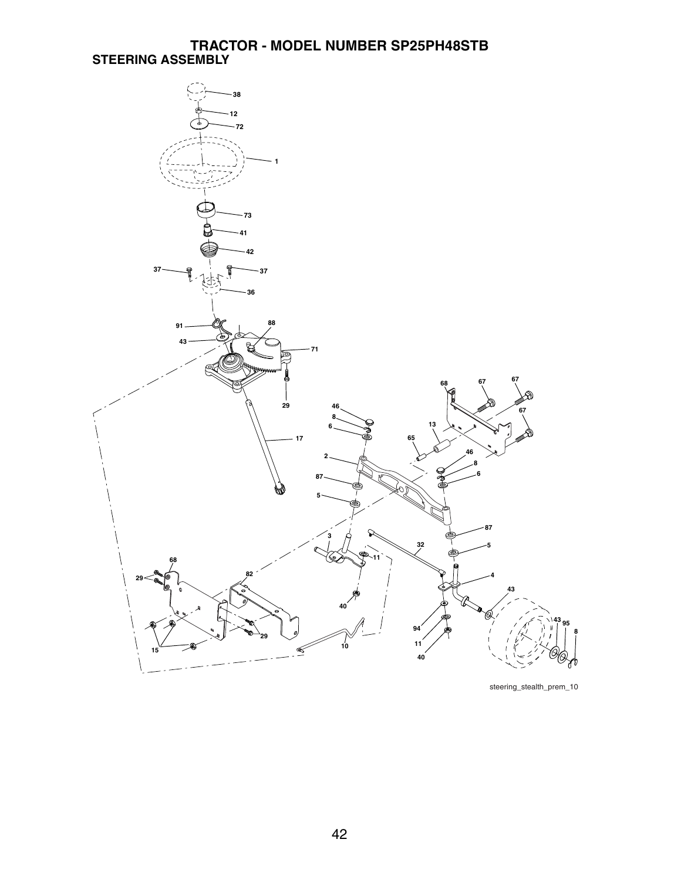# TRACTOR - MODEL NUMBER SP25PH48STB

## STEERING ASSEMBLY

38
12
72
1
73
41
42
37
37
36
91
88
43
71
29
68
67
67
67
46
8
6
13
17
65
2
46
8
6
87
5
87
3
32
5
11
4
68
82
29
43
40
43
95
8
94
29
11
15
10
40

steering_stealth_prem_10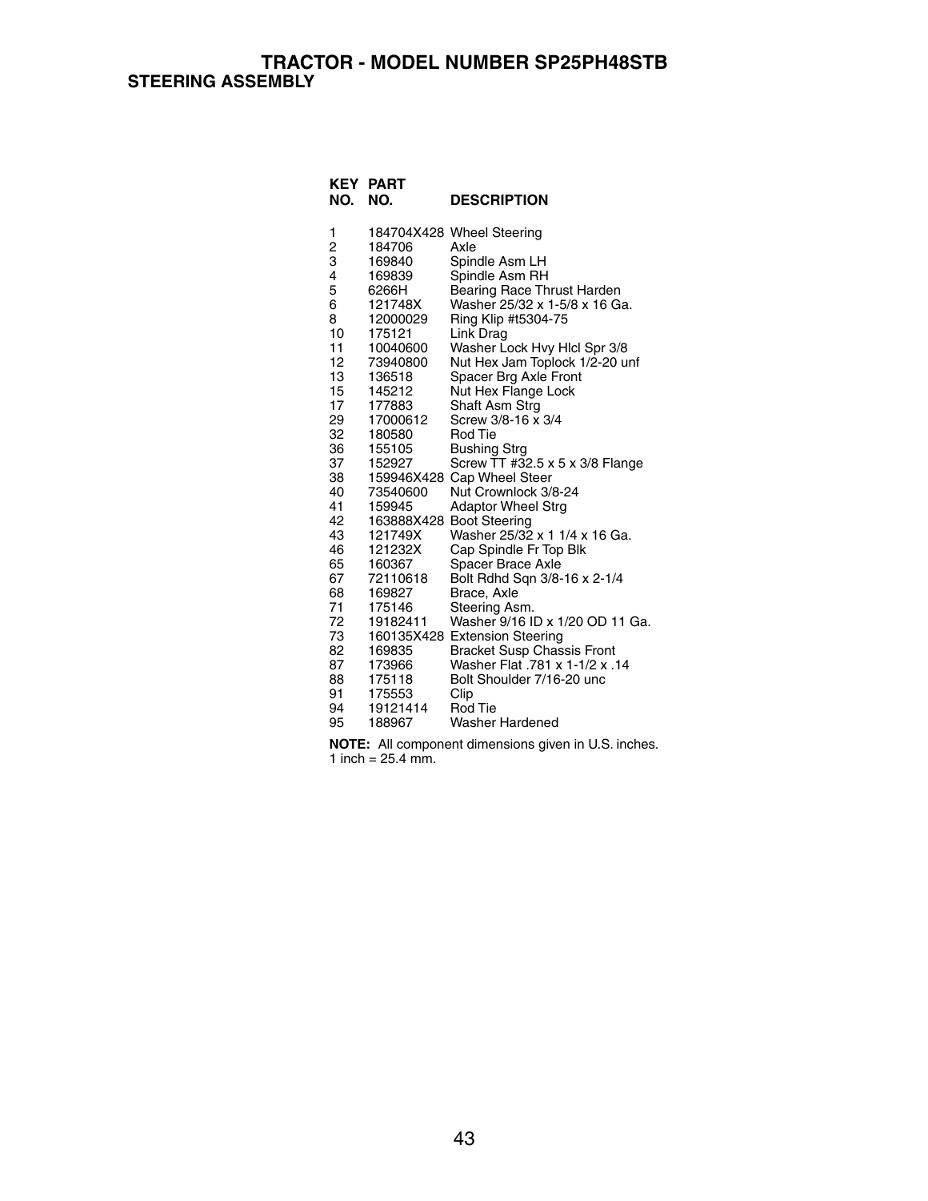# TRACTOR - MODEL NUMBER SP25PH48STB

## STEERING ASSEMBLY

| KEY NO. | PART NO. | DESCRIPTION |
|---|---|---|
| 1 | 184704X428 | Wheel Steering |
| 2 | 184706 | Axle |
| 3 | 169840 | Spindle Asm LH |
| 4 | 169839 | Spindle Asm RH |
| 5 | 6266H | Bearing Race Thrust Harden |
| 6 | 121748X | Washer 25/32 x 1-5/8 x 16 Ga. |
| 8 | 12000029 | Ring Klip #t5304-75 |
| 10 | 175121 | Link Drag |
| 11 | 10040600 | Washer Lock Hvy Hlcl Spr 3/8 |
| 12 | 73940800 | Nut Hex Jam Toplock 1/2-20 unf |
| 13 | 136518 | Spacer Brg Axle Front |
| 15 | 145212 | Nut Hex Flange Lock |
| 17 | 177883 | Shaft Asm Strg |
| 29 | 17000612 | Screw 3/8-16 x 3/4 |
| 32 | 180580 | Rod Tie |
| 36 | 155105 | Bushing Strg |
| 37 | 152927 | Screw TT #32.5 x 5 x 3/8 Flange |
| 38 | 159946X428 | Cap Wheel Steer |
| 40 | 73540600 | Nut Crownlock 3/8-24 |
| 41 | 159945 | Adaptor Wheel Strg |
| 42 | 163888X428 | Boot Steering |
| 43 | 121749X | Washer 25/32 x 1 1/4 x 16 Ga. |
| 46 | 121232X | Cap Spindle Fr Top Blk |
| 65 | 160367 | Spacer Brace Axle |
| 67 | 72110618 | Bolt Rdhd Sqn 3/8-16 x 2-1/4 |
| 68 | 169827 | Brace, Axle |
| 71 | 175146 | Steering Asm. |
| 72 | 19182411 | Washer 9/16 ID x 1/20 OD 11 Ga. |
| 73 | 160135X428 | Extension Steering |
| 82 | 169835 | Bracket Susp Chassis Front |
| 87 | 173966 | Washer Flat .781 x 1-1/2 x .14 |
| 88 | 175118 | Bolt Shoulder 7/16-20 unc |
| 91 | 175553 | Clip |
| 94 | 19121414 | Rod Tie |
| 95 | 188967 | Washer Hardened |

**NOTE:** All component dimensions given in U.S. inches.
1 inch = 25.4 mm.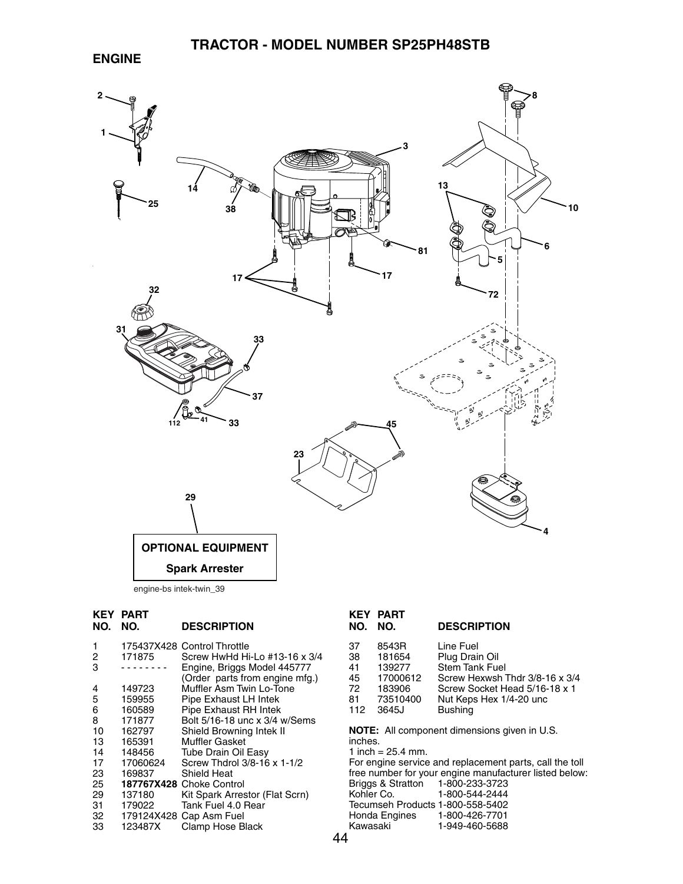# TRACTOR - MODEL NUMBER SP25PH48STB

## ENGINE

**OPTIONAL EQUIPMENT**

**Spark Arrester**

engine-bs intek-twin_39

| KEY NO. | PART NO. | DESCRIPTION |
|---|---|---|
| 1 | 175437X428 | Control Throttle |
| 2 | 171875 | Screw HwHd Hi-Lo #13-16 x 3/4 |
| 3 | - - - - - - - - | Engine, Briggs Model 445777 (Order parts from engine mfg.) |
| 4 | 149723 | Muffler Asm Twin Lo-Tone |
| 5 | 159955 | Pipe Exhaust LH Intek |
| 6 | 160589 | Pipe Exhaust RH Intek |
| 8 | 171877 | Bolt 5/16-18 unc x 3/4 w/Sems |
| 10 | 162797 | Shield Browning Intek II |
| 13 | 165391 | Muffler Gasket |
| 14 | 148456 | Tube Drain Oil Easy |
| 17 | 17060624 | Screw Thdrol 3/8-16 x 1-1/2 |
| 23 | 169837 | Shield Heat |
| 25 | **187767X428** | Choke Control |
| 29 | 137180 | Kit Spark Arrestor (Flat Scrn) |
| 31 | 179022 | Tank Fuel 4.0 Rear |
| 32 | 179124X428 | Cap Asm Fuel |
| 33 | 123487X | Clamp Hose Black |
| 37 | 8543R | Line Fuel |
| 38 | 181654 | Plug Drain Oil |
| 41 | 139277 | Stem Tank Fuel |
| 45 | 17000612 | Screw Hexwsh Thdr 3/8-16 x 3/4 |
| 72 | 183906 | Screw Socket Head 5/16-18 x 1 |
| 81 | 73510400 | Nut Keps Hex 1/4-20 unc |
| 112 | 3645J | Bushing |

**NOTE:** All component dimensions given in U.S. inches.
1 inch = 25.4 mm.

For engine service and replacement parts, call the toll free number for your engine manufacturer listed below:

| | |
|---|---|
| Briggs & Stratton | 1-800-233-3723 |
| Kohler Co. | 1-800-544-2444 |
| Tecumseh Products | 1-800-558-5402 |
| Honda Engines | 1-800-426-7701 |
| Kawasaki | 1-949-460-5688 |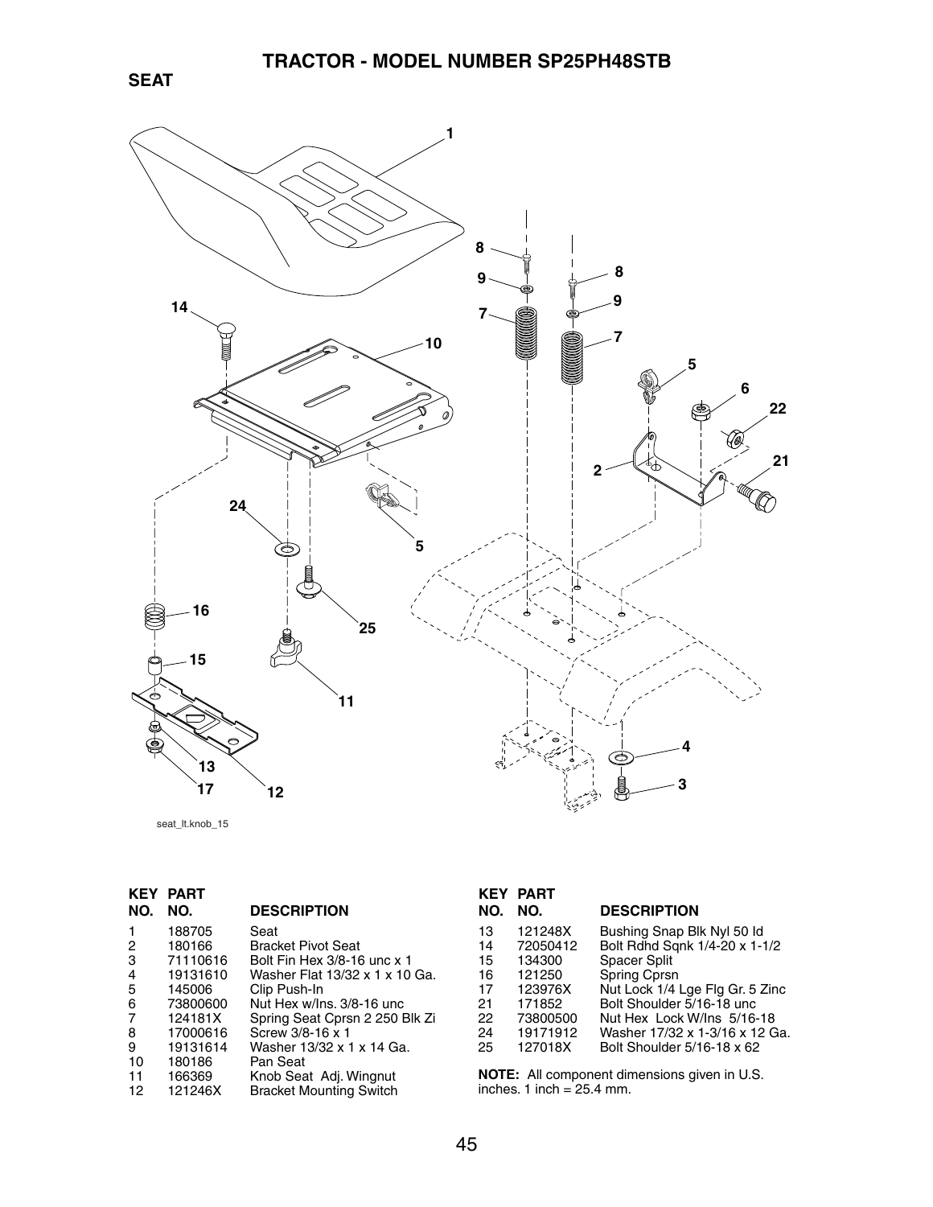# TRACTOR - MODEL NUMBER SP25PH48STB

## SEAT

seat_lt.knob_15

| KEY NO. | PART NO. | DESCRIPTION |
|---|---|---|
| 1 | 188705 | Seat |
| 2 | 180166 | Bracket Pivot Seat |
| 3 | 71110616 | Bolt Fin Hex 3/8-16 unc x 1 |
| 4 | 19131610 | Washer Flat 13/32 x 1 x 10 Ga. |
| 5 | 145006 | Clip Push-In |
| 6 | 73800600 | Nut Hex w/Ins. 3/8-16 unc |
| 7 | 124181X | Spring Seat Cprsn 2 250 Blk Zi |
| 8 | 17000616 | Screw 3/8-16 x 1 |
| 9 | 19131614 | Washer 13/32 x 1 x 14 Ga. |
| 10 | 180186 | Pan Seat |
| 11 | 166369 | Knob Seat Adj. Wingnut |
| 12 | 121246X | Bracket Mounting Switch |
| 13 | 121248X | Bushing Snap Blk Nyl 50 Id |
| 14 | 72050412 | Bolt Rdhd Sqnk 1/4-20 x 1-1/2 |
| 15 | 134300 | Spacer Split |
| 16 | 121250 | Spring Cprsn |
| 17 | 123976X | Nut Lock 1/4 Lge Flg Gr. 5 Zinc |
| 21 | 171852 | Bolt Shoulder 5/16-18 unc |
| 22 | 73800500 | Nut Hex Lock W/Ins 5/16-18 |
| 24 | 19171912 | Washer 17/32 x 1-3/16 x 12 Ga. |
| 25 | 127018X | Bolt Shoulder 5/16-18 x 62 |

**NOTE:** All component dimensions given in U.S. inches. 1 inch = 25.4 mm.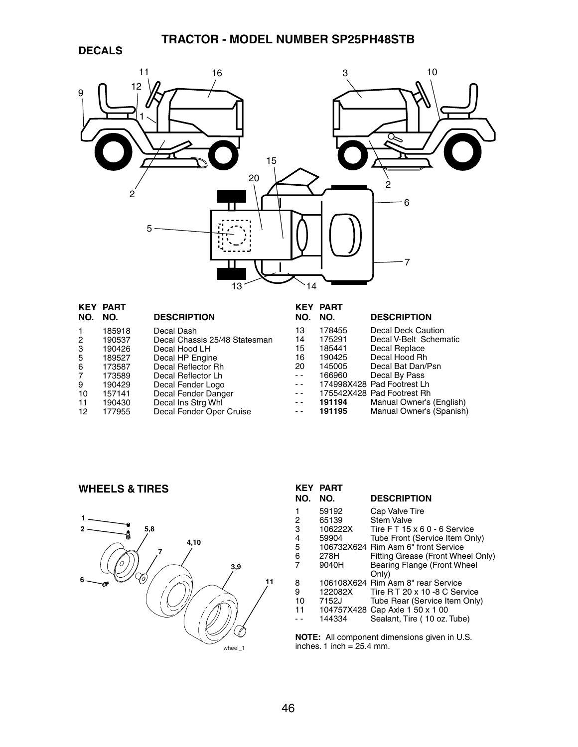# TRACTOR - MODEL NUMBER SP25PH48STB

## DECALS

| KEY NO. | PART NO. | DESCRIPTION |
|---|---|---|
| 1 | 185918 | Decal Dash |
| 2 | 190537 | Decal Chassis 25/48 Statesman |
| 3 | 190426 | Decal Hood LH |
| 5 | 189527 | Decal HP Engine |
| 6 | 173587 | Decal Reflector Rh |
| 7 | 173589 | Decal Reflector Lh |
| 9 | 190429 | Decal Fender Logo |
| 10 | 157141 | Decal Fender Danger |
| 11 | 190430 | Decal Ins Strg Whl |
| 12 | 177955 | Decal Fender Oper Cruise |
| 13 | 178455 | Decal Deck Caution |
| 14 | 175291 | Decal V-Belt Schematic |
| 15 | 185441 | Decal Replace |
| 16 | 190425 | Decal Hood Rh |
| 20 | 145005 | Decal Bat Dan/Psn |
| - - | 166960 | Decal By Pass |
| - - | 174998X428 | Pad Footrest Lh |
| - - | 175542X428 | Pad Footrest Rh |
| - - | **191194** | Manual Owner's (English) |
| - - | **191195** | Manual Owner's (Spanish) |

## WHEELS & TIRES

| KEY NO. | PART NO. | DESCRIPTION |
|---|---|---|
| 1 | 59192 | Cap Valve Tire |
| 2 | 65139 | Stem Valve |
| 3 | 106222X | Tire F T 15 x 6 0 - 6 Service |
| 4 | 59904 | Tube Front (Service Item Only) |
| 5 | 106732X624 | Rim Asm 6" front Service |
| 6 | 278H | Fitting Grease (Front Wheel Only) |
| 7 | 9040H | Bearing Flange (Front Wheel Only) |
| 8 | 106108X624 | Rim Asm 8" rear Service |
| 9 | 122082X | Tire R T 20 x 10 -8 C Service |
| 10 | 7152J | Tube Rear (Service Item Only) |
| 11 | 104757X428 | Cap Axle 1 50 x 1 00 |
| - - | 144334 | Sealant, Tire ( 10 oz. Tube) |

**NOTE:** All component dimensions given in U.S. inches. 1 inch = 25.4 mm.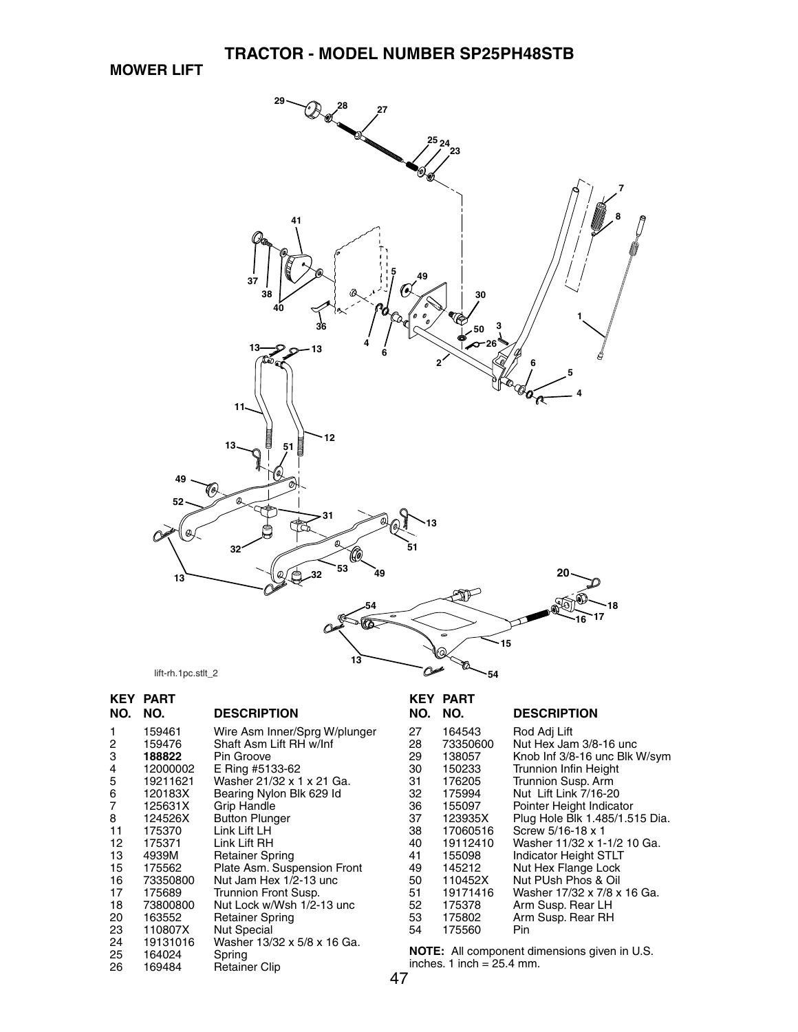# TRACTOR - MODEL NUMBER SP25PH48STB

## MOWER LIFT

lift-rh.1pc.stlt_2

| KEY NO. | PART NO. | DESCRIPTION |
|---|---|---|
| 1 | 159461 | Wire Asm Inner/Sprg W/plunger |
| 2 | 159476 | Shaft Asm Lift RH w/Inf |
| 3 | **188822** | Pin Groove |
| 4 | 12000002 | E Ring #5133-62 |
| 5 | 19211621 | Washer 21/32 x 1 x 21 Ga. |
| 6 | 120183X | Bearing Nylon Blk 629 Id |
| 7 | 125631X | Grip Handle |
| 8 | 124526X | Button Plunger |
| 11 | 175370 | Link Lift LH |
| 12 | 175371 | Link Lift RH |
| 13 | 4939M | Retainer Spring |
| 15 | 175562 | Plate Asm. Suspension Front |
| 16 | 73350800 | Nut Jam Hex 1/2-13 unc |
| 17 | 175689 | Trunnion Front Susp. |
| 18 | 73800800 | Nut Lock w/Wsh 1/2-13 unc |
| 20 | 163552 | Retainer Spring |
| 23 | 110807X | Nut Special |
| 24 | 19131016 | Washer 13/32 x 5/8 x 16 Ga. |
| 25 | 164024 | Spring |
| 26 | 169484 | Retainer Clip |
| 27 | 164543 | Rod Adj Lift |
| 28 | 73350600 | Nut Hex Jam 3/8-16 unc |
| 29 | 138057 | Knob Inf 3/8-16 unc Blk W/sym |
| 30 | 150233 | Trunnion Infin Height |
| 31 | 176205 | Trunnion Susp. Arm |
| 32 | 175994 | Nut Lift Link 7/16-20 |
| 36 | 155097 | Pointer Height Indicator |
| 37 | 123935X | Plug Hole Blk 1.485/1.515 Dia. |
| 38 | 17060516 | Screw 5/16-18 x 1 |
| 40 | 19112410 | Washer 11/32 x 1-1/2 10 Ga. |
| 41 | 155098 | Indicator Height STLT |
| 49 | 145212 | Nut Hex Flange Lock |
| 50 | 110452X | Nut PUsh Phos & Oil |
| 51 | 19171416 | Washer 17/32 x 7/8 x 16 Ga. |
| 52 | 175378 | Arm Susp. Rear LH |
| 53 | 175802 | Arm Susp. Rear RH |
| 54 | 175560 | Pin |

**NOTE:** All component dimensions given in U.S. inches. 1 inch = 25.4 mm.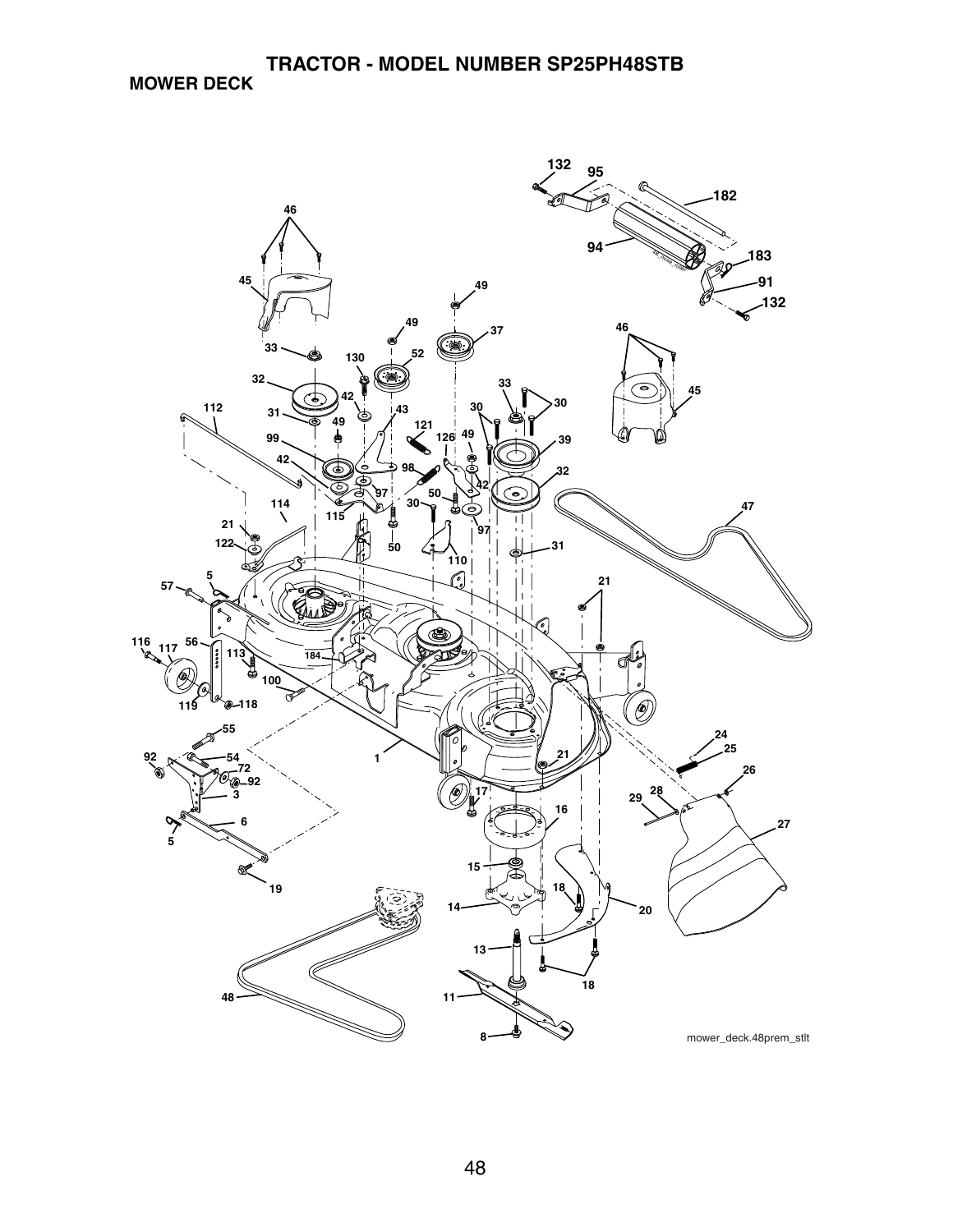# TRACTOR - MODEL NUMBER SP25PH48STB

## MOWER DECK

mower_deck.48prem_stlt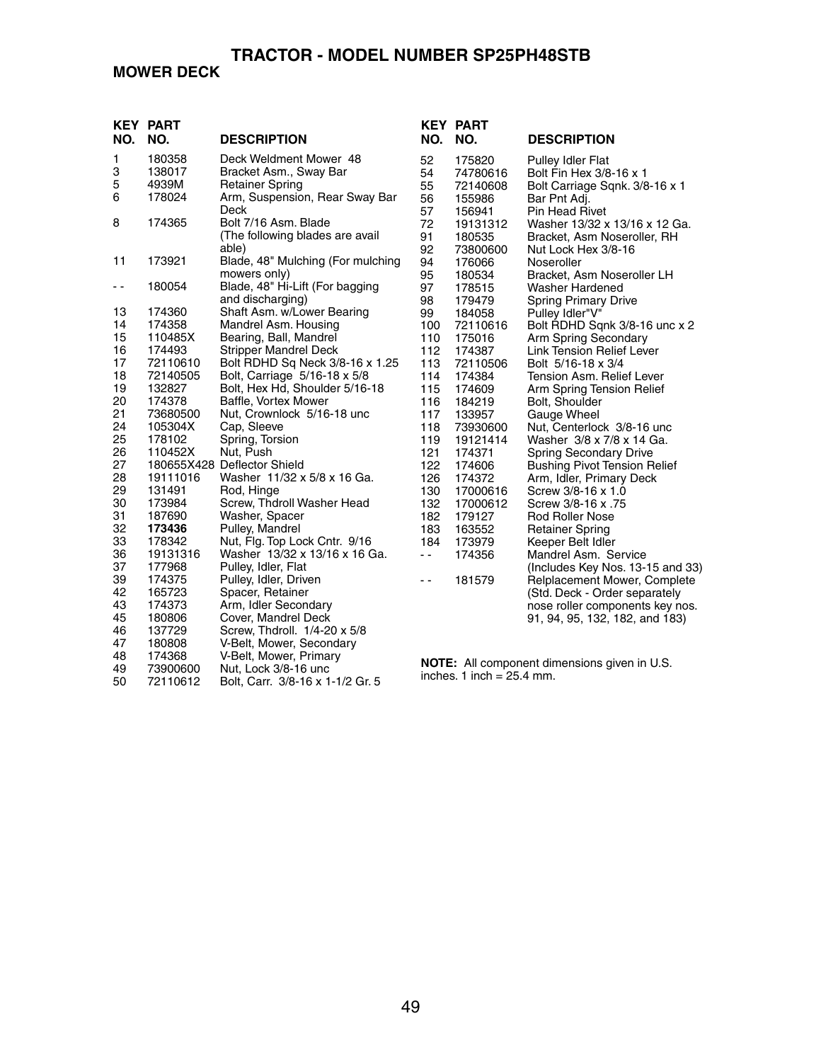# TRACTOR - MODEL NUMBER SP25PH48STB

## MOWER DECK

| KEY NO. | PART NO. | DESCRIPTION |
|---|---|---|
| 1 | 180358 | Deck Weldment Mower 48 |
| 3 | 138017 | Bracket Asm., Sway Bar |
| 5 | 4939M | Retainer Spring |
| 6 | 178024 | Arm, Suspension, Rear Sway Bar Deck |
| 8 | 174365 | Bolt 7/16 Asm. Blade (The following blades are avail able) |
| 11 | 173921 | Blade, 48" Mulching (For mulching mowers only) |
| - - | 180054 | Blade, 48" Hi-Lift (For bagging and discharging) |
| 13 | 174360 | Shaft Asm. w/Lower Bearing |
| 14 | 174358 | Mandrel Asm. Housing |
| 15 | 110485X | Bearing, Ball, Mandrel |
| 16 | 174493 | Stripper Mandrel Deck |
| 17 | 72110610 | Bolt RDHD Sq Neck 3/8-16 x 1.25 |
| 18 | 72140505 | Bolt, Carriage 5/16-18 x 5/8 |
| 19 | 132827 | Bolt, Hex Hd, Shoulder 5/16-18 |
| 20 | 174378 | Baffle, Vortex Mower |
| 21 | 73680500 | Nut, Crownlock 5/16-18 unc |
| 24 | 105304X | Cap, Sleeve |
| 25 | 178102 | Spring, Torsion |
| 26 | 110452X | Nut, Push |
| 27 | 180655X428 | Deflector Shield |
| 28 | 19111016 | Washer 11/32 x 5/8 x 16 Ga. |
| 29 | 131491 | Rod, Hinge |
| 30 | 173984 | Screw, Thdroll Washer Head |
| 31 | 187690 | Washer, Spacer |
| 32 | **173436** | Pulley, Mandrel |
| 33 | 178342 | Nut, Flg. Top Lock Cntr. 9/16 |
| 36 | 19131316 | Washer 13/32 x 13/16 x 16 Ga. |
| 37 | 177968 | Pulley, Idler, Flat |
| 39 | 174375 | Pulley, Idler, Driven |
| 42 | 165723 | Spacer, Retainer |
| 43 | 174373 | Arm, Idler Secondary |
| 45 | 180806 | Cover, Mandrel Deck |
| 46 | 137729 | Screw, Thdroll. 1/4-20 x 5/8 |
| 47 | 180808 | V-Belt, Mower, Secondary |
| 48 | 174368 | V-Belt, Mower, Primary |
| 49 | 73900600 | Nut, Lock 3/8-16 unc |
| 50 | 72110612 | Bolt, Carr. 3/8-16 x 1-1/2 Gr. 5 |
| 52 | 175820 | Pulley Idler Flat |
| 54 | 74780616 | Bolt Fin Hex 3/8-16 x 1 |
| 55 | 72140608 | Bolt Carriage Sqnk. 3/8-16 x 1 |
| 56 | 155986 | Bar Pnt Adj. |
| 57 | 156941 | Pin Head Rivet |
| 72 | 19131312 | Washer 13/32 x 13/16 x 12 Ga. |
| 91 | 180535 | Bracket, Asm Noseroller, RH |
| 92 | 73800600 | Nut Lock Hex 3/8-16 |
| 94 | 176066 | Noseroller |
| 95 | 180534 | Bracket, Asm Noseroller LH |
| 97 | 178515 | Washer Hardened |
| 98 | 179479 | Spring Primary Drive |
| 99 | 184058 | Pulley Idler"V" |
| 100 | 72110616 | Bolt RDHD Sqnk 3/8-16 unc x 2 |
| 110 | 175016 | Arm Spring Secondary |
| 112 | 174387 | Link Tension Relief Lever |
| 113 | 72110506 | Bolt 5/16-18 x 3/4 |
| 114 | 174384 | Tension Asm. Relief Lever |
| 115 | 174609 | Arm Spring Tension Relief |
| 116 | 184219 | Bolt, Shoulder |
| 117 | 133957 | Gauge Wheel |
| 118 | 73930600 | Nut, Centerlock 3/8-16 unc |
| 119 | 19121414 | Washer 3/8 x 7/8 x 14 Ga. |
| 121 | 174371 | Spring Secondary Drive |
| 122 | 174606 | Bushing Pivot Tension Relief |
| 126 | 174372 | Arm, Idler, Primary Deck |
| 130 | 17000616 | Screw 3/8-16 x 1.0 |
| 132 | 17000612 | Screw 3/8-16 x .75 |
| 182 | 179127 | Rod Roller Nose |
| 183 | 163552 | Retainer Spring |
| 184 | 173979 | Keeper Belt Idler |
| - - | 174356 | Mandrel Asm. Service (Includes Key Nos. 13-15 and 33) |
| - - | 181579 | Relplacement Mower, Complete (Std. Deck - Order separately nose roller components key nos. 91, 94, 95, 132, 182, and 183) |

**NOTE:** All component dimensions given in U.S. inches. 1 inch = 25.4 mm.